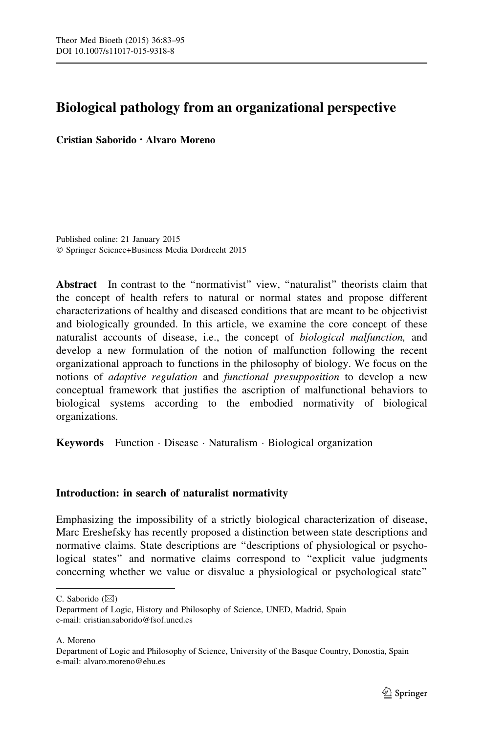# Biological pathology from an organizational perspective

**Cristian Saborido · Alvaro Moreno**

Published online: 21 January 2015
© Springer Science+Business Media Dordrecht 2015

**Abstract** In contrast to the "normativist" view, "naturalist" theorists claim that the concept of health refers to natural or normal states and propose different characterizations of healthy and diseased conditions that are meant to be objectivist and biologically grounded. In this article, we examine the core concept of these naturalist accounts of disease, i.e., the concept of *biological malfunction,* and develop a new formulation of the notion of malfunction following the recent organizational approach to functions in the philosophy of biology. We focus on the notions of *adaptive regulation* and *functional presupposition* to develop a new conceptual framework that justifies the ascription of malfunctional behaviors to biological systems according to the embodied normativity of biological organizations.

**Keywords** Function · Disease · Naturalism · Biological organization

## Introduction: in search of naturalist normativity

Emphasizing the impossibility of a strictly biological characterization of disease, Marc Ereshefsky has recently proposed a distinction between state descriptions and normative claims. State descriptions are "descriptions of physiological or psychological states" and normative claims correspond to "explicit value judgments concerning whether we value or disvalue a physiological or psychological state"

---

C. Saborido (✉)
Department of Logic, History and Philosophy of Science, UNED, Madrid, Spain
e-mail: cristian.saborido@fsof.uned.es

A. Moreno
Department of Logic and Philosophy of Science, University of the Basque Country, Donostia, Spain
e-mail: alvaro.moreno@ehu.es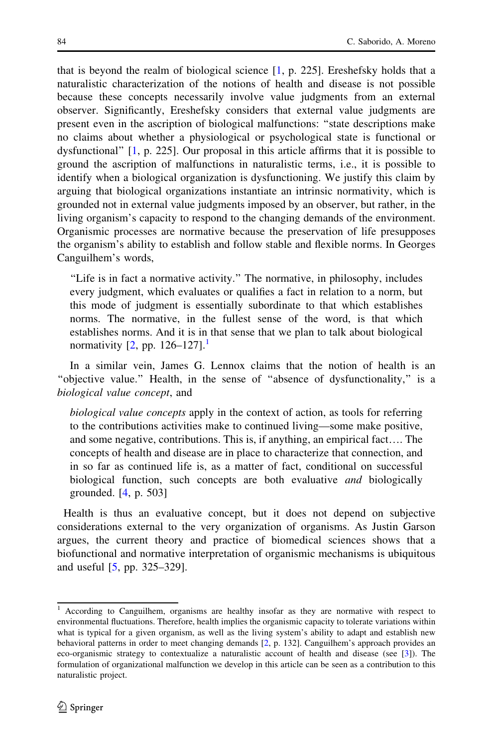that is beyond the realm of biological science [1, p. 225]. Ereshefsky holds that a naturalistic characterization of the notions of health and disease is not possible because these concepts necessarily involve value judgments from an external observer. Significantly, Ereshefsky considers that external value judgments are present even in the ascription of biological malfunctions: "state descriptions make no claims about whether a physiological or psychological state is functional or dysfunctional" [1, p. 225]. Our proposal in this article affirms that it is possible to ground the ascription of malfunctions in naturalistic terms, i.e., it is possible to identify when a biological organization is dysfunctioning. We justify this claim by arguing that biological organizations instantiate an intrinsic normativity, which is grounded not in external value judgments imposed by an observer, but rather, in the living organism's capacity to respond to the changing demands of the environment. Organismic processes are normative because the preservation of life presupposes the organism's ability to establish and follow stable and flexible norms. In Georges Canguilhem's words,

> "Life is in fact a normative activity." The normative, in philosophy, includes every judgment, which evaluates or qualifies a fact in relation to a norm, but this mode of judgment is essentially subordinate to that which establishes norms. The normative, in the fullest sense of the word, is that which establishes norms. And it is in that sense that we plan to talk about biological normativity [2, pp. 126–127].[1]

In a similar vein, James G. Lennox claims that the notion of health is an "objective value." Health, in the sense of "absence of dysfunctionality," is a *biological value concept*, and

> *biological value concepts* apply in the context of action, as tools for referring to the contributions activities make to continued living—some make positive, and some negative, contributions. This is, if anything, an empirical fact…. The concepts of health and disease are in place to characterize that connection, and in so far as continued life is, as a matter of fact, conditional on successful biological function, such concepts are both evaluative *and* biologically grounded. [4, p. 503]

Health is thus an evaluative concept, but it does not depend on subjective considerations external to the very organization of organisms. As Justin Garson argues, the current theory and practice of biomedical sciences shows that a biofunctional and normative interpretation of organismic mechanisms is ubiquitous and useful [5, pp. 325–329].

---

[1] According to Canguilhem, organisms are healthy insofar as they are normative with respect to environmental fluctuations. Therefore, health implies the organismic capacity to tolerate variations within what is typical for a given organism, as well as the living system's ability to adapt and establish new behavioral patterns in order to meet changing demands [2, p. 132]. Canguilhem's approach provides an eco-organismic strategy to contextualize a naturalistic account of health and disease (see [3]). The formulation of organizational malfunction we develop in this article can be seen as a contribution to this naturalistic project.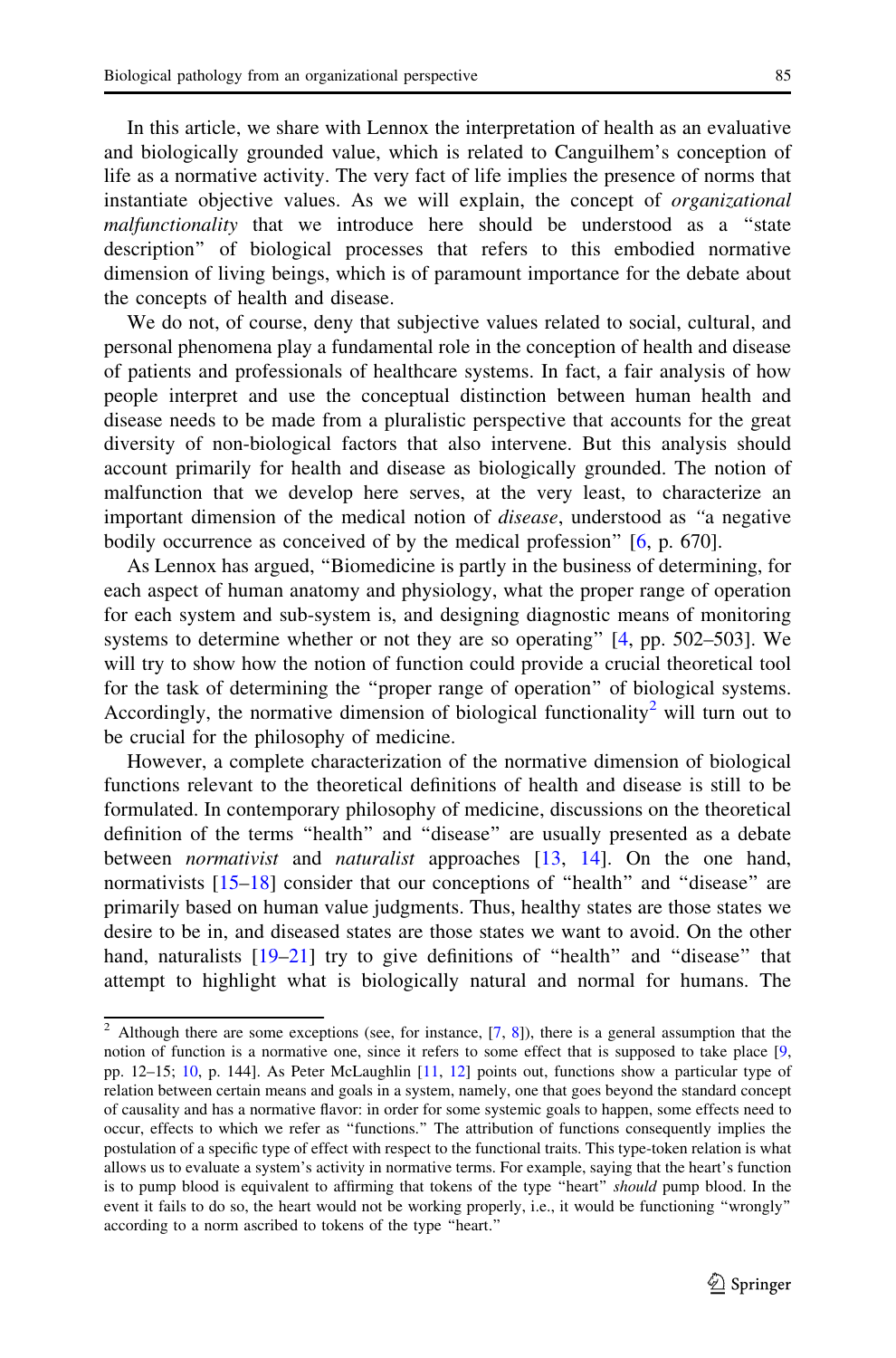In this article, we share with Lennox the interpretation of health as an evaluative and biologically grounded value, which is related to Canguilhem's conception of life as a normative activity. The very fact of life implies the presence of norms that instantiate objective values. As we will explain, the concept of *organizational malfunctionality* that we introduce here should be understood as a "state description" of biological processes that refers to this embodied normative dimension of living beings, which is of paramount importance for the debate about the concepts of health and disease.

We do not, of course, deny that subjective values related to social, cultural, and personal phenomena play a fundamental role in the conception of health and disease of patients and professionals of healthcare systems. In fact, a fair analysis of how people interpret and use the conceptual distinction between human health and disease needs to be made from a pluralistic perspective that accounts for the great diversity of non-biological factors that also intervene. But this analysis should account primarily for health and disease as biologically grounded. The notion of malfunction that we develop here serves, at the very least, to characterize an important dimension of the medical notion of *disease*, understood as "a negative bodily occurrence as conceived of by the medical profession" [6, p. 670].

As Lennox has argued, "Biomedicine is partly in the business of determining, for each aspect of human anatomy and physiology, what the proper range of operation for each system and sub-system is, and designing diagnostic means of monitoring systems to determine whether or not they are so operating" [4, pp. 502–503]. We will try to show how the notion of function could provide a crucial theoretical tool for the task of determining the "proper range of operation" of biological systems. Accordingly, the normative dimension of biological functionality[2] will turn out to be crucial for the philosophy of medicine.

However, a complete characterization of the normative dimension of biological functions relevant to the theoretical definitions of health and disease is still to be formulated. In contemporary philosophy of medicine, discussions on the theoretical definition of the terms "health" and "disease" are usually presented as a debate between *normativist* and *naturalist* approaches [13, 14]. On the one hand, normativists [15–18] consider that our conceptions of "health" and "disease" are primarily based on human value judgments. Thus, healthy states are those states we desire to be in, and diseased states are those states we want to avoid. On the other hand, naturalists [19–21] try to give definitions of "health" and "disease" that attempt to highlight what is biologically natural and normal for humans. The

[2] Although there are some exceptions (see, for instance, [7, 8]), there is a general assumption that the notion of function is a normative one, since it refers to some effect that is supposed to take place [9, pp. 12–15; 10, p. 144]. As Peter McLaughlin [11, 12] points out, functions show a particular type of relation between certain means and goals in a system, namely, one that goes beyond the standard concept of causality and has a normative flavor: in order for some systemic goals to happen, some effects need to occur, effects to which we refer as "functions." The attribution of functions consequently implies the postulation of a specific type of effect with respect to the functional traits. This type-token relation is what allows us to evaluate a system's activity in normative terms. For example, saying that the heart's function is to pump blood is equivalent to affirming that tokens of the type "heart" *should* pump blood. In the event it fails to do so, the heart would not be working properly, i.e., it would be functioning "wrongly" according to a norm ascribed to tokens of the type "heart."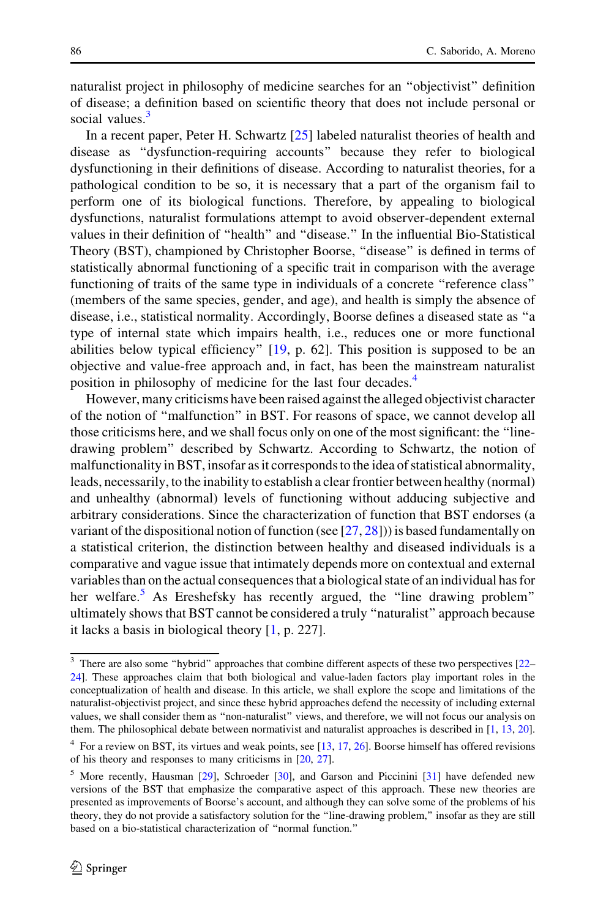naturalist project in philosophy of medicine searches for an "objectivist" definition of disease; a definition based on scientific theory that does not include personal or social values.[3]

In a recent paper, Peter H. Schwartz [25] labeled naturalist theories of health and disease as "dysfunction-requiring accounts" because they refer to biological dysfunctioning in their definitions of disease. According to naturalist theories, for a pathological condition to be so, it is necessary that a part of the organism fail to perform one of its biological functions. Therefore, by appealing to biological dysfunctions, naturalist formulations attempt to avoid observer-dependent external values in their definition of "health" and "disease." In the influential Bio-Statistical Theory (BST), championed by Christopher Boorse, "disease" is defined in terms of statistically abnormal functioning of a specific trait in comparison with the average functioning of traits of the same type in individuals of a concrete "reference class" (members of the same species, gender, and age), and health is simply the absence of disease, i.e., statistical normality. Accordingly, Boorse defines a diseased state as "a type of internal state which impairs health, i.e., reduces one or more functional abilities below typical efficiency" [19, p. 62]. This position is supposed to be an objective and value-free approach and, in fact, has been the mainstream naturalist position in philosophy of medicine for the last four decades.[4]

However, many criticisms have been raised against the alleged objectivist character of the notion of "malfunction" in BST. For reasons of space, we cannot develop all those criticisms here, and we shall focus only on one of the most significant: the "line-drawing problem" described by Schwartz. According to Schwartz, the notion of malfunctionality in BST, insofar as it corresponds to the idea of statistical abnormality, leads, necessarily, to the inability to establish a clear frontier between healthy (normal) and unhealthy (abnormal) levels of functioning without adducing subjective and arbitrary considerations. Since the characterization of function that BST endorses (a variant of the dispositional notion of function (see [27, 28])) is based fundamentally on a statistical criterion, the distinction between healthy and diseased individuals is a comparative and vague issue that intimately depends more on contextual and external variables than on the actual consequences that a biological state of an individual has for her welfare.[5] As Ereshefsky has recently argued, the "line drawing problem" ultimately shows that BST cannot be considered a truly "naturalist" approach because it lacks a basis in biological theory [1, p. 227].

---

[3] There are also some "hybrid" approaches that combine different aspects of these two perspectives [22–24]. These approaches claim that both biological and value-laden factors play important roles in the conceptualization of health and disease. In this article, we shall explore the scope and limitations of the naturalist-objectivist project, and since these hybrid approaches defend the necessity of including external values, we shall consider them as "non-naturalist" views, and therefore, we will not focus our analysis on them. The philosophical debate between normativist and naturalist approaches is described in [1, 13, 20].

[4] For a review on BST, its virtues and weak points, see [13, 17, 26]. Boorse himself has offered revisions of his theory and responses to many criticisms in [20, 27].

[5] More recently, Hausman [29], Schroeder [30], and Garson and Piccinini [31] have defended new versions of the BST that emphasize the comparative aspect of this approach. These new theories are presented as improvements of Boorse's account, and although they can solve some of the problems of his theory, they do not provide a satisfactory solution for the "line-drawing problem," insofar as they are still based on a bio-statistical characterization of "normal function."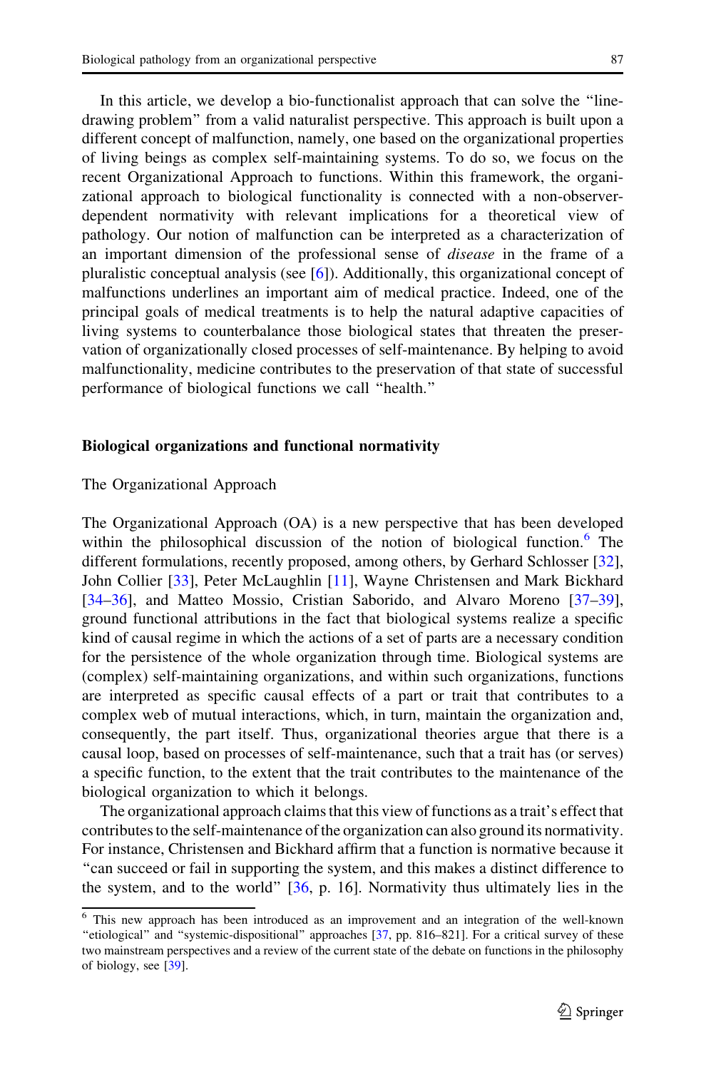In this article, we develop a bio-functionalist approach that can solve the "line-drawing problem" from a valid naturalist perspective. This approach is built upon a different concept of malfunction, namely, one based on the organizational properties of living beings as complex self-maintaining systems. To do so, we focus on the recent Organizational Approach to functions. Within this framework, the organizational approach to biological functionality is connected with a non-observer-dependent normativity with relevant implications for a theoretical view of pathology. Our notion of malfunction can be interpreted as a characterization of an important dimension of the professional sense of *disease* in the frame of a pluralistic conceptual analysis (see [6]). Additionally, this organizational concept of malfunctions underlines an important aim of medical practice. Indeed, one of the principal goals of medical treatments is to help the natural adaptive capacities of living systems to counterbalance those biological states that threaten the preservation of organizationally closed processes of self-maintenance. By helping to avoid malfunctionality, medicine contributes to the preservation of that state of successful performance of biological functions we call "health."

## Biological organizations and functional normativity

### The Organizational Approach

The Organizational Approach (OA) is a new perspective that has been developed within the philosophical discussion of the notion of biological function.[6] The different formulations, recently proposed, among others, by Gerhard Schlosser [32], John Collier [33], Peter McLaughlin [11], Wayne Christensen and Mark Bickhard [34–36], and Matteo Mossio, Cristian Saborido, and Alvaro Moreno [37–39], ground functional attributions in the fact that biological systems realize a specific kind of causal regime in which the actions of a set of parts are a necessary condition for the persistence of the whole organization through time. Biological systems are (complex) self-maintaining organizations, and within such organizations, functions are interpreted as specific causal effects of a part or trait that contributes to a complex web of mutual interactions, which, in turn, maintain the organization and, consequently, the part itself. Thus, organizational theories argue that there is a causal loop, based on processes of self-maintenance, such that a trait has (or serves) a specific function, to the extent that the trait contributes to the maintenance of the biological organization to which it belongs.

The organizational approach claims that this view of functions as a trait's effect that contributes to the self-maintenance of the organization can also ground its normativity. For instance, Christensen and Bickhard affirm that a function is normative because it "can succeed or fail in supporting the system, and this makes a distinct difference to the system, and to the world" [36, p. 16]. Normativity thus ultimately lies in the

[6] This new approach has been introduced as an improvement and an integration of the well-known "etiological" and "systemic-dispositional" approaches [37, pp. 816–821]. For a critical survey of these two mainstream perspectives and a review of the current state of the debate on functions in the philosophy of biology, see [39].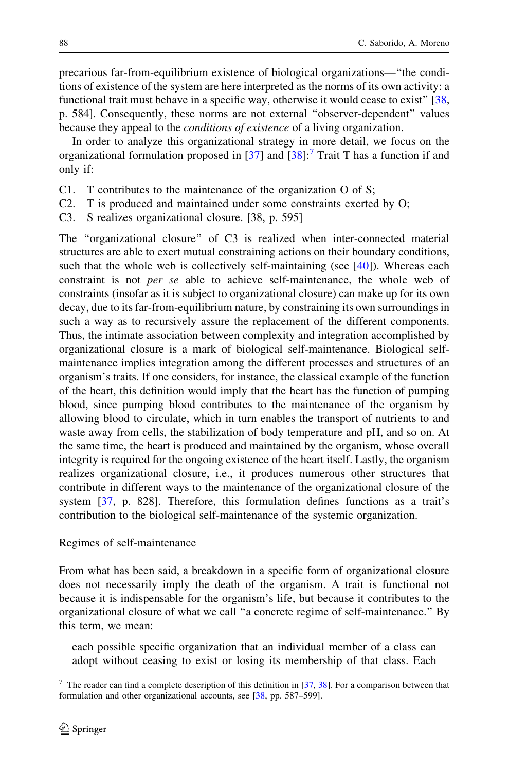precarious far-from-equilibrium existence of biological organizations—"the conditions of existence of the system are here interpreted as the norms of its own activity: a functional trait must behave in a specific way, otherwise it would cease to exist" [38, p. 584]. Consequently, these norms are not external "observer-dependent" values because they appeal to the *conditions of existence* of a living organization.

In order to analyze this organizational strategy in more detail, we focus on the organizational formulation proposed in [37] and [38]:[7] Trait T has a function if and only if:

C1. T contributes to the maintenance of the organization O of S;
C2. T is produced and maintained under some constraints exerted by O;
C3. S realizes organizational closure. [38, p. 595]

The "organizational closure" of C3 is realized when inter-connected material structures are able to exert mutual constraining actions on their boundary conditions, such that the whole web is collectively self-maintaining (see [40]). Whereas each constraint is not *per se* able to achieve self-maintenance, the whole web of constraints (insofar as it is subject to organizational closure) can make up for its own decay, due to its far-from-equilibrium nature, by constraining its own surroundings in such a way as to recursively assure the replacement of the different components. Thus, the intimate association between complexity and integration accomplished by organizational closure is a mark of biological self-maintenance. Biological self-maintenance implies integration among the different processes and structures of an organism's traits. If one considers, for instance, the classical example of the function of the heart, this definition would imply that the heart has the function of pumping blood, since pumping blood contributes to the maintenance of the organism by allowing blood to circulate, which in turn enables the transport of nutrients to and waste away from cells, the stabilization of body temperature and pH, and so on. At the same time, the heart is produced and maintained by the organism, whose overall integrity is required for the ongoing existence of the heart itself. Lastly, the organism realizes organizational closure, i.e., it produces numerous other structures that contribute in different ways to the maintenance of the organizational closure of the system [37, p. 828]. Therefore, this formulation defines functions as a trait's contribution to the biological self-maintenance of the systemic organization.

Regimes of self-maintenance

From what has been said, a breakdown in a specific form of organizational closure does not necessarily imply the death of the organism. A trait is functional not because it is indispensable for the organism's life, but because it contributes to the organizational closure of what we call "a concrete regime of self-maintenance." By this term, we mean:

> each possible specific organization that an individual member of a class can adopt without ceasing to exist or losing its membership of that class. Each

[7] The reader can find a complete description of this definition in [37, 38]. For a comparison between that formulation and other organizational accounts, see [38, pp. 587–599].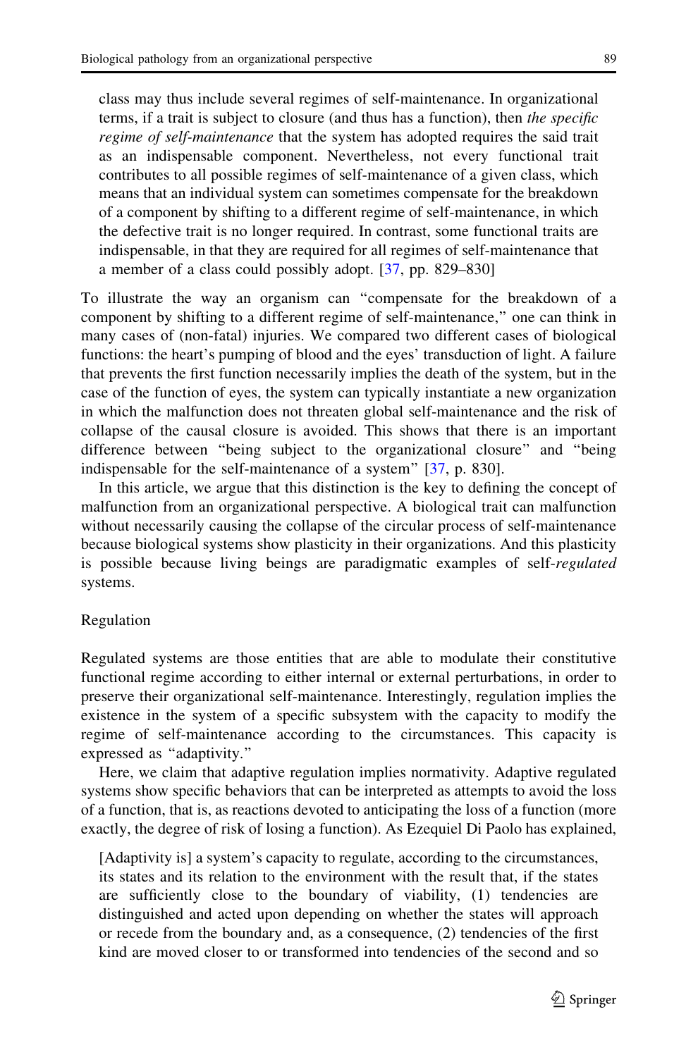class may thus include several regimes of self-maintenance. In organizational terms, if a trait is subject to closure (and thus has a function), then *the specific regime of self-maintenance* that the system has adopted requires the said trait as an indispensable component. Nevertheless, not every functional trait contributes to all possible regimes of self-maintenance of a given class, which means that an individual system can sometimes compensate for the breakdown of a component by shifting to a different regime of self-maintenance, in which the defective trait is no longer required. In contrast, some functional traits are indispensable, in that they are required for all regimes of self-maintenance that a member of a class could possibly adopt. [37, pp. 829–830]

To illustrate the way an organism can "compensate for the breakdown of a component by shifting to a different regime of self-maintenance," one can think in many cases of (non-fatal) injuries. We compared two different cases of biological functions: the heart's pumping of blood and the eyes' transduction of light. A failure that prevents the first function necessarily implies the death of the system, but in the case of the function of eyes, the system can typically instantiate a new organization in which the malfunction does not threaten global self-maintenance and the risk of collapse of the causal closure is avoided. This shows that there is an important difference between "being subject to the organizational closure" and "being indispensable for the self-maintenance of a system" [37, p. 830].

In this article, we argue that this distinction is the key to defining the concept of malfunction from an organizational perspective. A biological trait can malfunction without necessarily causing the collapse of the circular process of self-maintenance because biological systems show plasticity in their organizations. And this plasticity is possible because living beings are paradigmatic examples of self-*regulated* systems.

## Regulation

Regulated systems are those entities that are able to modulate their constitutive functional regime according to either internal or external perturbations, in order to preserve their organizational self-maintenance. Interestingly, regulation implies the existence in the system of a specific subsystem with the capacity to modify the regime of self-maintenance according to the circumstances. This capacity is expressed as "adaptivity."

Here, we claim that adaptive regulation implies normativity. Adaptive regulated systems show specific behaviors that can be interpreted as attempts to avoid the loss of a function, that is, as reactions devoted to anticipating the loss of a function (more exactly, the degree of risk of losing a function). As Ezequiel Di Paolo has explained,

[Adaptivity is] a system's capacity to regulate, according to the circumstances, its states and its relation to the environment with the result that, if the states are sufficiently close to the boundary of viability, (1) tendencies are distinguished and acted upon depending on whether the states will approach or recede from the boundary and, as a consequence, (2) tendencies of the first kind are moved closer to or transformed into tendencies of the second and so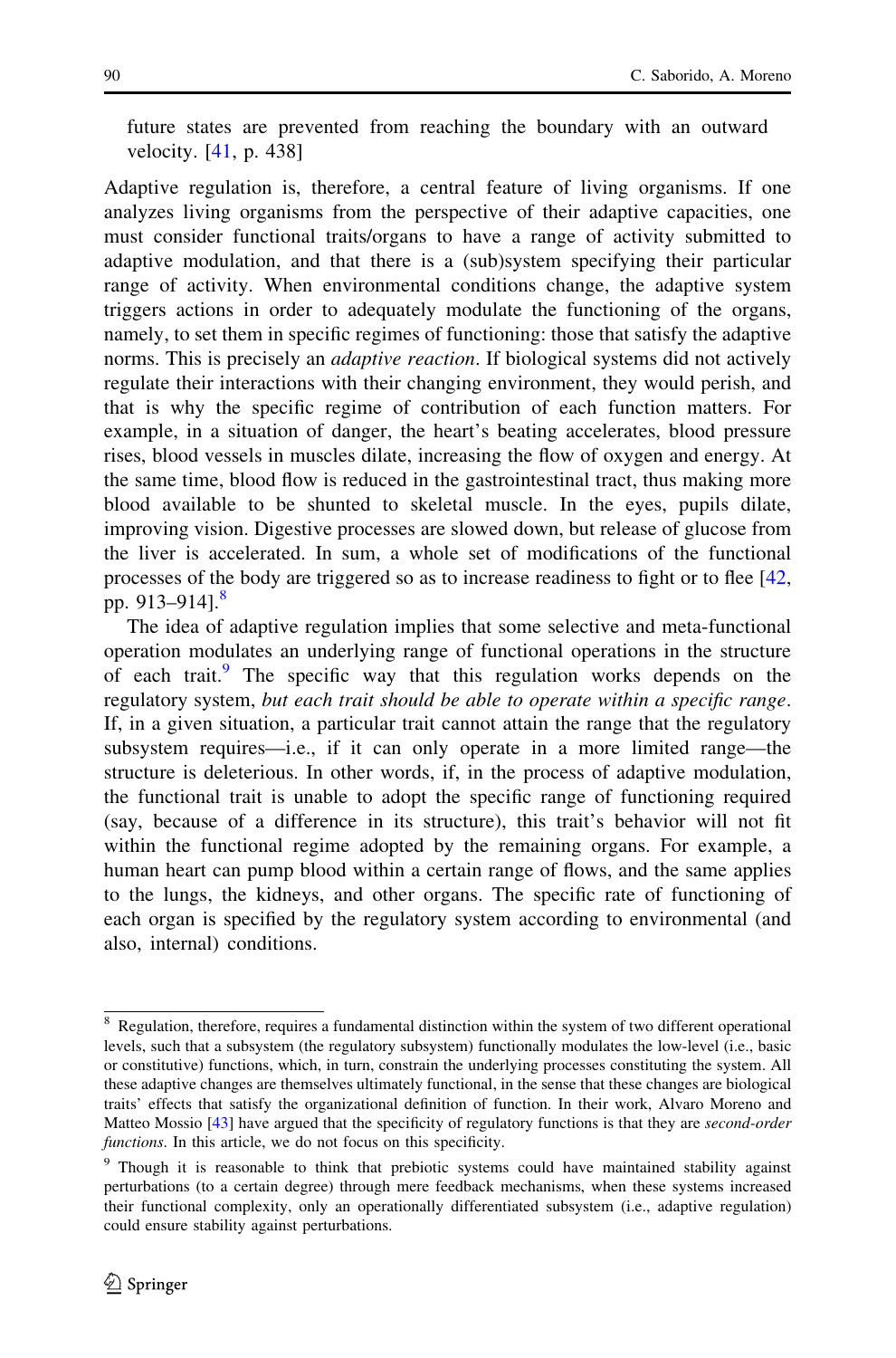> future states are prevented from reaching the boundary with an outward velocity. [41, p. 438]

Adaptive regulation is, therefore, a central feature of living organisms. If one analyzes living organisms from the perspective of their adaptive capacities, one must consider functional traits/organs to have a range of activity submitted to adaptive modulation, and that there is a (sub)system specifying their particular range of activity. When environmental conditions change, the adaptive system triggers actions in order to adequately modulate the functioning of the organs, namely, to set them in specific regimes of functioning: those that satisfy the adaptive norms. This is precisely an *adaptive reaction*. If biological systems did not actively regulate their interactions with their changing environment, they would perish, and that is why the specific regime of contribution of each function matters. For example, in a situation of danger, the heart's beating accelerates, blood pressure rises, blood vessels in muscles dilate, increasing the flow of oxygen and energy. At the same time, blood flow is reduced in the gastrointestinal tract, thus making more blood available to be shunted to skeletal muscle. In the eyes, pupils dilate, improving vision. Digestive processes are slowed down, but release of glucose from the liver is accelerated. In sum, a whole set of modifications of the functional processes of the body are triggered so as to increase readiness to fight or to flee [42, pp. 913–914].[8]

The idea of adaptive regulation implies that some selective and meta-functional operation modulates an underlying range of functional operations in the structure of each trait.[9] The specific way that this regulation works depends on the regulatory system, *but each trait should be able to operate within a specific range*. If, in a given situation, a particular trait cannot attain the range that the regulatory subsystem requires—i.e., if it can only operate in a more limited range—the structure is deleterious. In other words, if, in the process of adaptive modulation, the functional trait is unable to adopt the specific range of functioning required (say, because of a difference in its structure), this trait's behavior will not fit within the functional regime adopted by the remaining organs. For example, a human heart can pump blood within a certain range of flows, and the same applies to the lungs, the kidneys, and other organs. The specific rate of functioning of each organ is specified by the regulatory system according to environmental (and also, internal) conditions.

---

[8] Regulation, therefore, requires a fundamental distinction within the system of two different operational levels, such that a subsystem (the regulatory subsystem) functionally modulates the low-level (i.e., basic or constitutive) functions, which, in turn, constrain the underlying processes constituting the system. All these adaptive changes are themselves ultimately functional, in the sense that these changes are biological traits' effects that satisfy the organizational definition of function. In their work, Alvaro Moreno and Matteo Mossio [43] have argued that the specificity of regulatory functions is that they are *second-order functions*. In this article, we do not focus on this specificity.

[9] Though it is reasonable to think that prebiotic systems could have maintained stability against perturbations (to a certain degree) through mere feedback mechanisms, when these systems increased their functional complexity, only an operationally differentiated subsystem (i.e., adaptive regulation) could ensure stability against perturbations.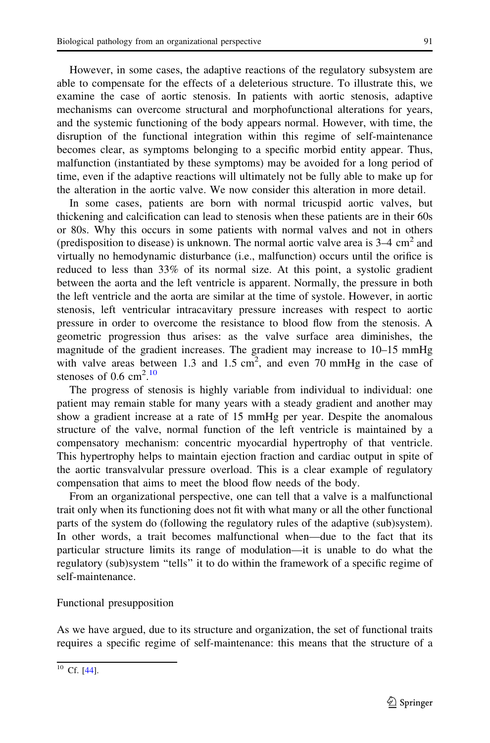However, in some cases, the adaptive reactions of the regulatory subsystem are able to compensate for the effects of a deleterious structure. To illustrate this, we examine the case of aortic stenosis. In patients with aortic stenosis, adaptive mechanisms can overcome structural and morphofunctional alterations for years, and the systemic functioning of the body appears normal. However, with time, the disruption of the functional integration within this regime of self-maintenance becomes clear, as symptoms belonging to a specific morbid entity appear. Thus, malfunction (instantiated by these symptoms) may be avoided for a long period of time, even if the adaptive reactions will ultimately not be fully able to make up for the alteration in the aortic valve. We now consider this alteration in more detail.

In some cases, patients are born with normal tricuspid aortic valves, but thickening and calcification can lead to stenosis when these patients are in their 60s or 80s. Why this occurs in some patients with normal valves and not in others (predisposition to disease) is unknown. The normal aortic valve area is 3–4 $cm^2$ and virtually no hemodynamic disturbance (i.e., malfunction) occurs until the orifice is reduced to less than 33% of its normal size. At this point, a systolic gradient between the aorta and the left ventricle is apparent. Normally, the pressure in both the left ventricle and the aorta are similar at the time of systole. However, in aortic stenosis, left ventricular intracavitary pressure increases with respect to aortic pressure in order to overcome the resistance to blood flow from the stenosis. A geometric progression thus arises: as the valve surface area diminishes, the magnitude of the gradient increases. The gradient may increase to 10–15 mmHg with valve areas between 1.3 and 1.5 $cm^2$, and even 70 mmHg in the case of stenoses of 0.6 $cm^2$.[10]

The progress of stenosis is highly variable from individual to individual: one patient may remain stable for many years with a steady gradient and another may show a gradient increase at a rate of 15 mmHg per year. Despite the anomalous structure of the valve, normal function of the left ventricle is maintained by a compensatory mechanism: concentric myocardial hypertrophy of that ventricle. This hypertrophy helps to maintain ejection fraction and cardiac output in spite of the aortic transvalvular pressure overload. This is a clear example of regulatory compensation that aims to meet the blood flow needs of the body.

From an organizational perspective, one can tell that a valve is a malfunctional trait only when its functioning does not fit with what many or all the other functional parts of the system do (following the regulatory rules of the adaptive (sub)system). In other words, a trait becomes malfunctional when—due to the fact that its particular structure limits its range of modulation—it is unable to do what the regulatory (sub)system "tells" it to do within the framework of a specific regime of self-maintenance.

## Functional presupposition

As we have argued, due to its structure and organization, the set of functional traits requires a specific regime of self-maintenance: this means that the structure of a

---

[10] Cf. [44].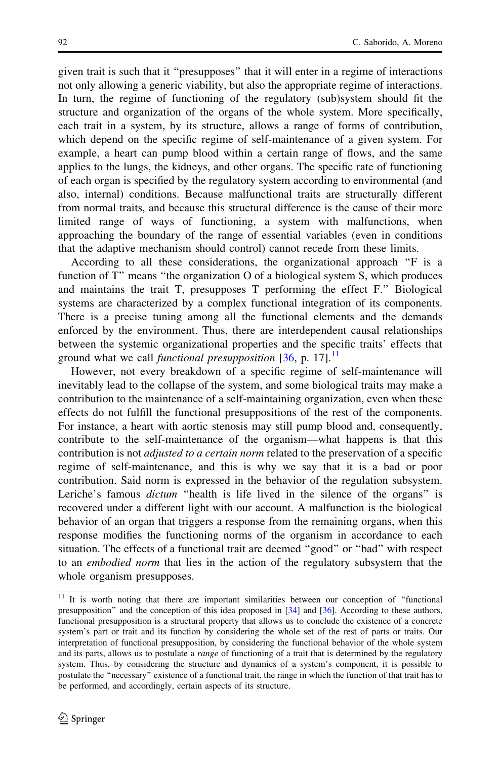given trait is such that it "presupposes" that it will enter in a regime of interactions not only allowing a generic viability, but also the appropriate regime of interactions. In turn, the regime of functioning of the regulatory (sub)system should fit the structure and organization of the organs of the whole system. More specifically, each trait in a system, by its structure, allows a range of forms of contribution, which depend on the specific regime of self-maintenance of a given system. For example, a heart can pump blood within a certain range of flows, and the same applies to the lungs, the kidneys, and other organs. The specific rate of functioning of each organ is specified by the regulatory system according to environmental (and also, internal) conditions. Because malfunctional traits are structurally different from normal traits, and because this structural difference is the cause of their more limited range of ways of functioning, a system with malfunctions, when approaching the boundary of the range of essential variables (even in conditions that the adaptive mechanism should control) cannot recede from these limits.

According to all these considerations, the organizational approach "F is a function of T" means "the organization O of a biological system S, which produces and maintains the trait T, presupposes T performing the effect F." Biological systems are characterized by a complex functional integration of its components. There is a precise tuning among all the functional elements and the demands enforced by the environment. Thus, there are interdependent causal relationships between the systemic organizational properties and the specific traits' effects that ground what we call *functional presupposition* [36, p. 17].[11]

However, not every breakdown of a specific regime of self-maintenance will inevitably lead to the collapse of the system, and some biological traits may make a contribution to the maintenance of a self-maintaining organization, even when these effects do not fulfill the functional presuppositions of the rest of the components. For instance, a heart with aortic stenosis may still pump blood and, consequently, contribute to the self-maintenance of the organism—what happens is that this contribution is not *adjusted to a certain norm* related to the preservation of a specific regime of self-maintenance, and this is why we say that it is a bad or poor contribution. Said norm is expressed in the behavior of the regulation subsystem. Leriche's famous *dictum* "health is life lived in the silence of the organs" is recovered under a different light with our account. A malfunction is the biological behavior of an organ that triggers a response from the remaining organs, when this response modifies the functioning norms of the organism in accordance to each situation. The effects of a functional trait are deemed "good" or "bad" with respect to an *embodied norm* that lies in the action of the regulatory subsystem that the whole organism presupposes.

[11] It is worth noting that there are important similarities between our conception of "functional presupposition" and the conception of this idea proposed in [34] and [36]. According to these authors, functional presupposition is a structural property that allows us to conclude the existence of a concrete system's part or trait and its function by considering the whole set of the rest of parts or traits. Our interpretation of functional presupposition, by considering the functional behavior of the whole system and its parts, allows us to postulate a *range* of functioning of a trait that is determined by the regulatory system. Thus, by considering the structure and dynamics of a system's component, it is possible to postulate the "necessary" existence of a functional trait, the range in which the function of that trait has to be performed, and accordingly, certain aspects of its structure.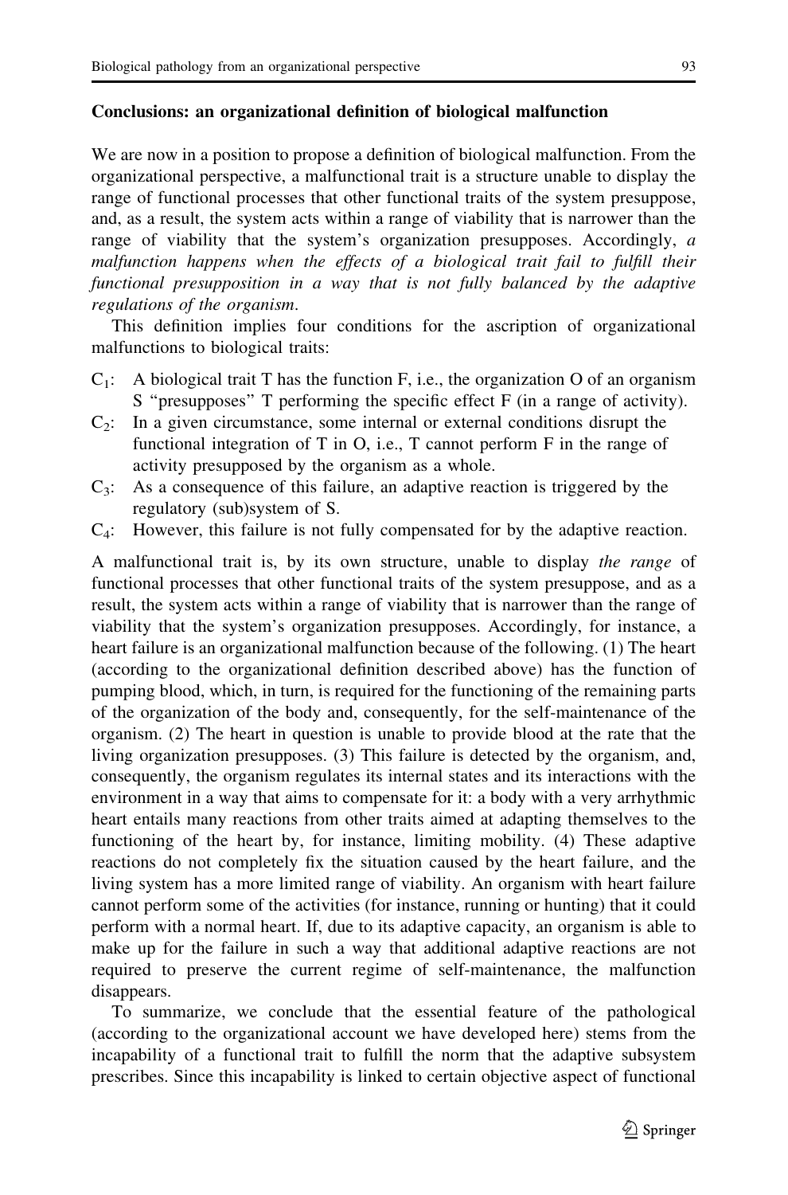## Conclusions: an organizational definition of biological malfunction

We are now in a position to propose a definition of biological malfunction. From the organizational perspective, a malfunctional trait is a structure unable to display the range of functional processes that other functional traits of the system presuppose, and, as a result, the system acts within a range of viability that is narrower than the range of viability that the system's organization presupposes. Accordingly, *a malfunction happens when the effects of a biological trait fail to fulfill their functional presupposition in a way that is not fully balanced by the adaptive regulations of the organism*.

This definition implies four conditions for the ascription of organizational malfunctions to biological traits:

- $C_1$: A biological trait T has the function F, i.e., the organization O of an organism S "presupposes" T performing the specific effect F (in a range of activity).
- $C_2$: In a given circumstance, some internal or external conditions disrupt the functional integration of T in O, i.e., T cannot perform F in the range of activity presupposed by the organism as a whole.
- $C_3$: As a consequence of this failure, an adaptive reaction is triggered by the regulatory (sub)system of S.
- $C_4$: However, this failure is not fully compensated for by the adaptive reaction.

A malfunctional trait is, by its own structure, unable to display *the range* of functional processes that other functional traits of the system presuppose, and as a result, the system acts within a range of viability that is narrower than the range of viability that the system's organization presupposes. Accordingly, for instance, a heart failure is an organizational malfunction because of the following. (1) The heart (according to the organizational definition described above) has the function of pumping blood, which, in turn, is required for the functioning of the remaining parts of the organization of the body and, consequently, for the self-maintenance of the organism. (2) The heart in question is unable to provide blood at the rate that the living organization presupposes. (3) This failure is detected by the organism, and, consequently, the organism regulates its internal states and its interactions with the environment in a way that aims to compensate for it: a body with a very arrhythmic heart entails many reactions from other traits aimed at adapting themselves to the functioning of the heart by, for instance, limiting mobility. (4) These adaptive reactions do not completely fix the situation caused by the heart failure, and the living system has a more limited range of viability. An organism with heart failure cannot perform some of the activities (for instance, running or hunting) that it could perform with a normal heart. If, due to its adaptive capacity, an organism is able to make up for the failure in such a way that additional adaptive reactions are not required to preserve the current regime of self-maintenance, the malfunction disappears.

To summarize, we conclude that the essential feature of the pathological (according to the organizational account we have developed here) stems from the incapability of a functional trait to fulfill the norm that the adaptive subsystem prescribes. Since this incapability is linked to certain objective aspect of functional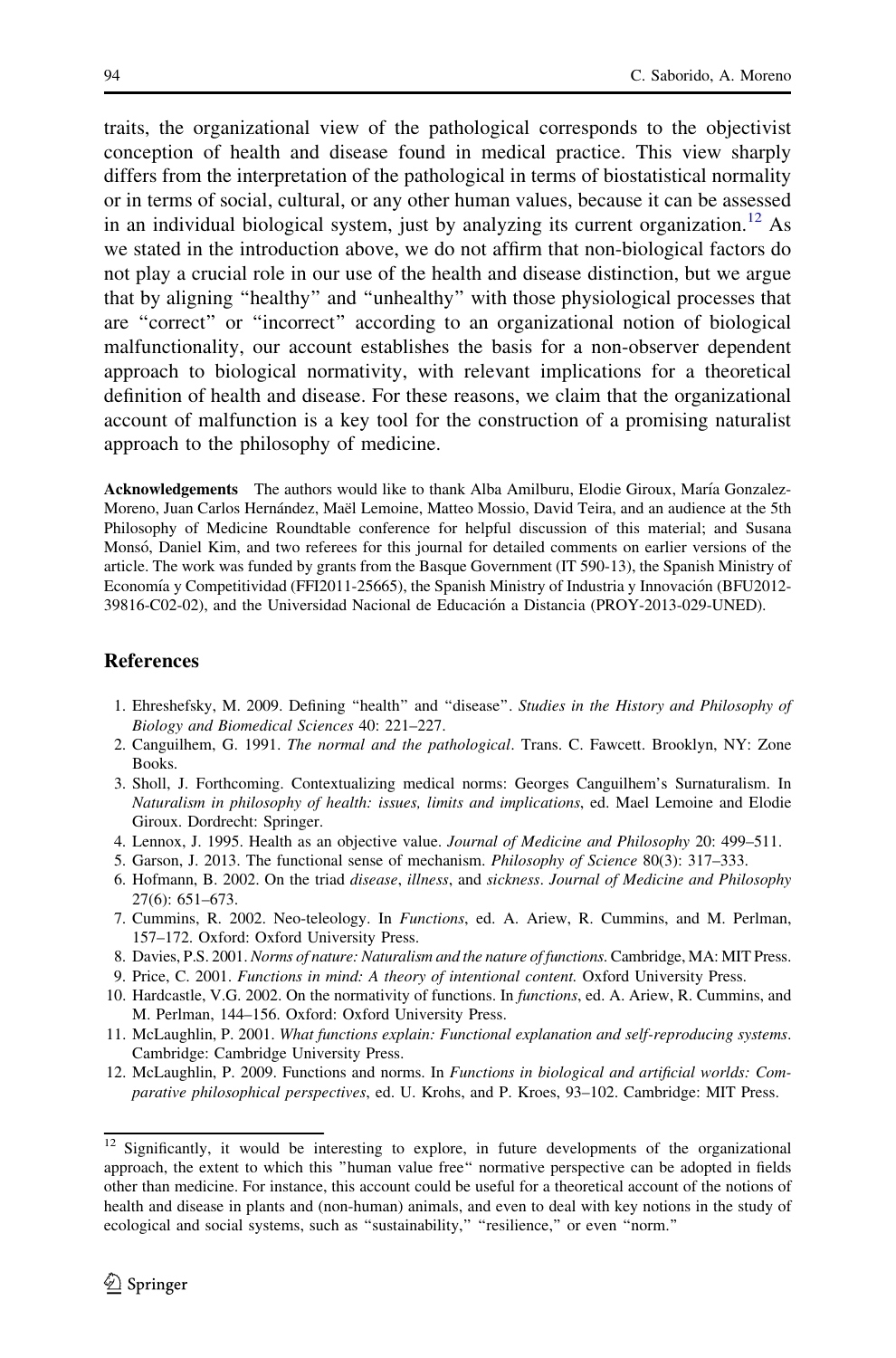traits, the organizational view of the pathological corresponds to the objectivist conception of health and disease found in medical practice. This view sharply differs from the interpretation of the pathological in terms of biostatistical normality or in terms of social, cultural, or any other human values, because it can be assessed in an individual biological system, just by analyzing its current organization.[12] As we stated in the introduction above, we do not affirm that non-biological factors do not play a crucial role in our use of the health and disease distinction, but we argue that by aligning "healthy" and "unhealthy" with those physiological processes that are "correct" or "incorrect" according to an organizational notion of biological malfunctionality, our account establishes the basis for a non-observer dependent approach to biological normativity, with relevant implications for a theoretical definition of health and disease. For these reasons, we claim that the organizational account of malfunction is a key tool for the construction of a promising naturalist approach to the philosophy of medicine.

**Acknowledgements** The authors would like to thank Alba Amilburu, Elodie Giroux, María Gonzalez-Moreno, Juan Carlos Hernández, Maël Lemoine, Matteo Mossio, David Teira, and an audience at the 5th Philosophy of Medicine Roundtable conference for helpful discussion of this material; and Susana Monsó, Daniel Kim, and two referees for this journal for detailed comments on earlier versions of the article. The work was funded by grants from the Basque Government (IT 590-13), the Spanish Ministry of Economía y Competitividad (FFI2011-25665), the Spanish Ministry of Industria y Innovación (BFU2012-39816-C02-02), and the Universidad Nacional de Educación a Distancia (PROY-2013-029-UNED).

## References

1. Ehreshefsky, M. 2009. Defining "health" and "disease". *Studies in the History and Philosophy of Biology and Biomedical Sciences* 40: 221–227.
2. Canguilhem, G. 1991. *The normal and the pathological*. Trans. C. Fawcett. Brooklyn, NY: Zone Books.
3. Sholl, J. Forthcoming. Contextualizing medical norms: Georges Canguilhem's Surnaturalism. In *Naturalism in philosophy of health: issues, limits and implications*, ed. Mael Lemoine and Elodie Giroux. Dordrecht: Springer.
4. Lennox, J. 1995. Health as an objective value. *Journal of Medicine and Philosophy* 20: 499–511.
5. Garson, J. 2013. The functional sense of mechanism. *Philosophy of Science* 80(3): 317–333.
6. Hofmann, B. 2002. On the triad *disease*, *illness*, and *sickness*. *Journal of Medicine and Philosophy* 27(6): 651–673.
7. Cummins, R. 2002. Neo-teleology. In *Functions*, ed. A. Ariew, R. Cummins, and M. Perlman, 157–172. Oxford: Oxford University Press.
8. Davies, P.S. 2001. *Norms of nature: Naturalism and the nature of functions*. Cambridge, MA: MIT Press.
9. Price, C. 2001. *Functions in mind: A theory of intentional content.* Oxford University Press.
10. Hardcastle, V.G. 2002. On the normativity of functions. In *functions*, ed. A. Ariew, R. Cummins, and M. Perlman, 144–156. Oxford: Oxford University Press.
11. McLaughlin, P. 2001. *What functions explain: Functional explanation and self-reproducing systems*. Cambridge: Cambridge University Press.
12. McLaughlin, P. 2009. Functions and norms. In *Functions in biological and artificial worlds: Comparative philosophical perspectives*, ed. U. Krohs, and P. Kroes, 93–102. Cambridge: MIT Press.

[12] Significantly, it would be interesting to explore, in future developments of the organizational approach, the extent to which this "human value free" normative perspective can be adopted in fields other than medicine. For instance, this account could be useful for a theoretical account of the notions of health and disease in plants and (non-human) animals, and even to deal with key notions in the study of ecological and social systems, such as "sustainability," "resilience," or even "norm."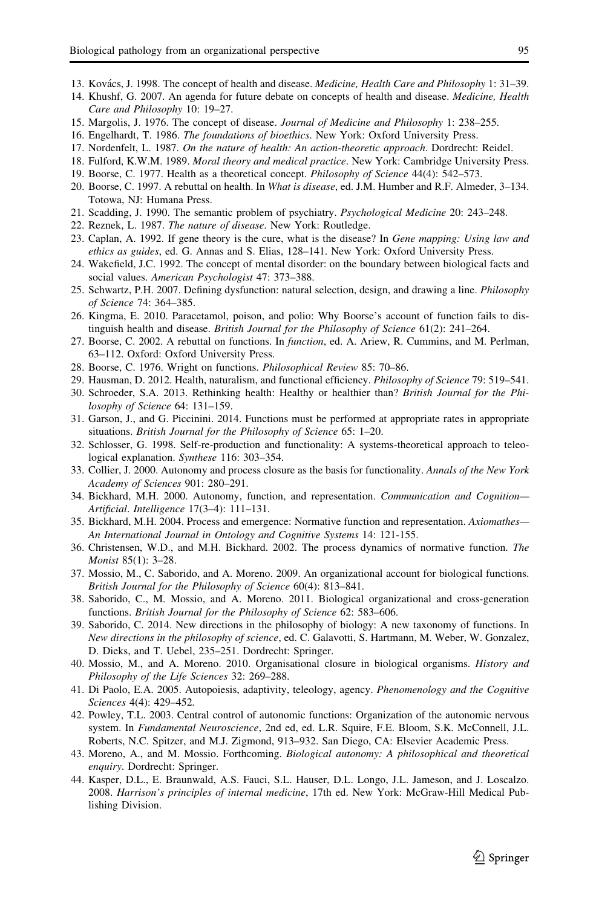13. Kovács, J. 1998. The concept of health and disease. *Medicine, Health Care and Philosophy* 1: 31–39.
14. Khushf, G. 2007. An agenda for future debate on concepts of health and disease. *Medicine, Health Care and Philosophy* 10: 19–27.
15. Margolis, J. 1976. The concept of disease. *Journal of Medicine and Philosophy* 1: 238–255.
16. Engelhardt, T. 1986. *The foundations of bioethics*. New York: Oxford University Press.
17. Nordenfelt, L. 1987. *On the nature of health: An action-theoretic approach*. Dordrecht: Reidel.
18. Fulford, K.W.M. 1989. *Moral theory and medical practice*. New York: Cambridge University Press.
19. Boorse, C. 1977. Health as a theoretical concept. *Philosophy of Science* 44(4): 542–573.
20. Boorse, C. 1997. A rebuttal on health. In *What is disease*, ed. J.M. Humber and R.F. Almeder, 3–134. Totowa, NJ: Humana Press.
21. Scadding, J. 1990. The semantic problem of psychiatry. *Psychological Medicine* 20: 243–248.
22. Reznek, L. 1987. *The nature of disease*. New York: Routledge.
23. Caplan, A. 1992. If gene theory is the cure, what is the disease? In *Gene mapping: Using law and ethics as guides*, ed. G. Annas and S. Elias, 128–141. New York: Oxford University Press.
24. Wakefield, J.C. 1992. The concept of mental disorder: on the boundary between biological facts and social values. *American Psychologist* 47: 373–388.
25. Schwartz, P.H. 2007. Defining dysfunction: natural selection, design, and drawing a line. *Philosophy of Science* 74: 364–385.
26. Kingma, E. 2010. Paracetamol, poison, and polio: Why Boorse's account of function fails to distinguish health and disease. *British Journal for the Philosophy of Science* 61(2): 241–264.
27. Boorse, C. 2002. A rebuttal on functions. In *function*, ed. A. Ariew, R. Cummins, and M. Perlman, 63–112. Oxford: Oxford University Press.
28. Boorse, C. 1976. Wright on functions. *Philosophical Review* 85: 70–86.
29. Hausman, D. 2012. Health, naturalism, and functional efficiency. *Philosophy of Science* 79: 519–541.
30. Schroeder, S.A. 2013. Rethinking health: Healthy or healthier than? *British Journal for the Philosophy of Science* 64: 131–159.
31. Garson, J., and G. Piccinini. 2014. Functions must be performed at appropriate rates in appropriate situations. *British Journal for the Philosophy of Science* 65: 1–20.
32. Schlosser, G. 1998. Self-re-production and functionality: A systems-theoretical approach to teleological explanation. *Synthese* 116: 303–354.
33. Collier, J. 2000. Autonomy and process closure as the basis for functionality. *Annals of the New York Academy of Sciences* 901: 280–291.
34. Bickhard, M.H. 2000. Autonomy, function, and representation. *Communication and Cognition—Artificial*. *Intelligence* 17(3–4): 111–131.
35. Bickhard, M.H. 2004. Process and emergence: Normative function and representation. *Axiomathes—An International Journal in Ontology and Cognitive Systems* 14: 121-155.
36. Christensen, W.D., and M.H. Bickhard. 2002. The process dynamics of normative function. *The Monist* 85(1): 3–28.
37. Mossio, M., C. Saborido, and A. Moreno. 2009. An organizational account for biological functions. *British Journal for the Philosophy of Science* 60(4): 813–841.
38. Saborido, C., M. Mossio, and A. Moreno. 2011. Biological organizational and cross-generation functions. *British Journal for the Philosophy of Science* 62: 583–606.
39. Saborido, C. 2014. New directions in the philosophy of biology: A new taxonomy of functions. In *New directions in the philosophy of science*, ed. C. Galavotti, S. Hartmann, M. Weber, W. Gonzalez, D. Dieks, and T. Uebel, 235–251. Dordrecht: Springer.
40. Mossio, M., and A. Moreno. 2010. Organisational closure in biological organisms. *History and Philosophy of the Life Sciences* 32: 269–288.
41. Di Paolo, E.A. 2005. Autopoiesis, adaptivity, teleology, agency. *Phenomenology and the Cognitive Sciences* 4(4): 429–452.
42. Powley, T.L. 2003. Central control of autonomic functions: Organization of the autonomic nervous system. In *Fundamental Neuroscience*, 2nd ed, ed. L.R. Squire, F.E. Bloom, S.K. McConnell, J.L. Roberts, N.C. Spitzer, and M.J. Zigmond, 913–932. San Diego, CA: Elsevier Academic Press.
43. Moreno, A., and M. Mossio. Forthcoming. *Biological autonomy: A philosophical and theoretical enquiry*. Dordrecht: Springer.
44. Kasper, D.L., E. Braunwald, A.S. Fauci, S.L. Hauser, D.L. Longo, J.L. Jameson, and J. Loscalzo. 2008. *Harrison's principles of internal medicine*, 17th ed. New York: McGraw-Hill Medical Publishing Division.